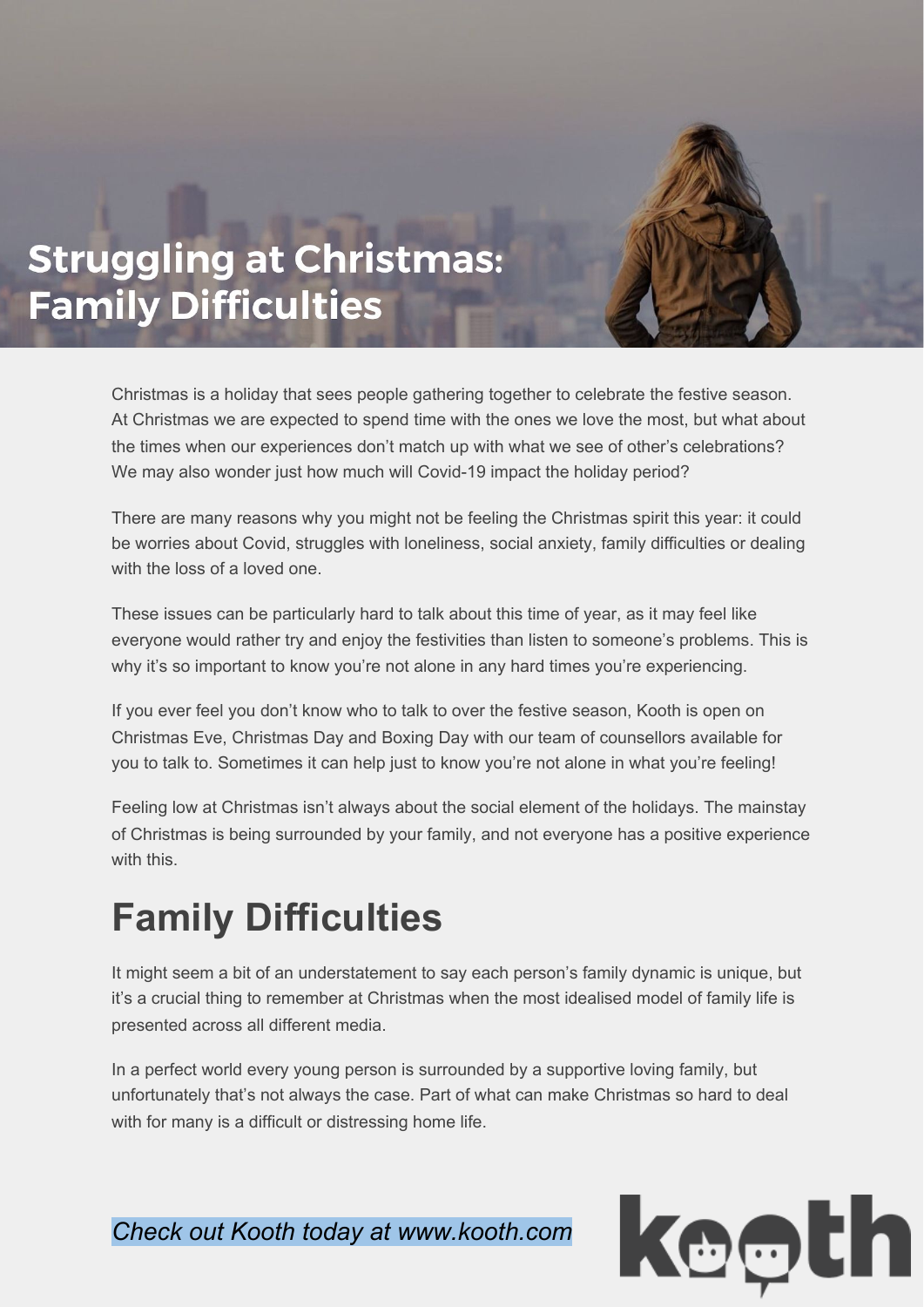# Struggling at Christmas: Family Difficulties

Christmas is a holiday that sees people gathering together to celebrate the festive season. At Christmas we are expected to spend time with the ones we love the most, but what about the times when our experiences don't match up with what we see of other's celebrations? We may also wonder just how much will Covid-19 impact the holiday period?

There are many reasons why you might not be feeling the Christmas spirit this year: it could be worries about Covid, struggles with loneliness, social anxiety, family difficulties or dealing with the loss of a loved one.

These issues can be particularly hard to talk about this time of year, as it may feel like everyone would rather try and enjoy the festivities than listen to someone's problems. This is why it's so important to know you're not alone in any hard times you're experiencing.

If you ever feel you don't know who to talk to over the festive season, Kooth is open on Christmas Eve, Christmas Day and Boxing Day with our team of counsellors available for you to talk to. Sometimes it can help just to know you're not alone in what you're feeling!

Feeling low at Christmas isn't always about the social element of the holidays. The mainstay of Christmas is being surrounded by your family, and not everyone has a positive experience with this.

## Family Difficulties

It might seem a bit of an understatement to say each person's family dynamic is unique, but it's a crucial thing to remember at Christmas when the most idealised model of family life is presented across all different media.

In a perfect world every young person is surrounded by a supportive loving family, but unfortunately that's not always the case. Part of what can make Christmas so hard to deal with for many is a difficult or distressing home life.

*Check out Kooth today at www.kooth.com*

kooth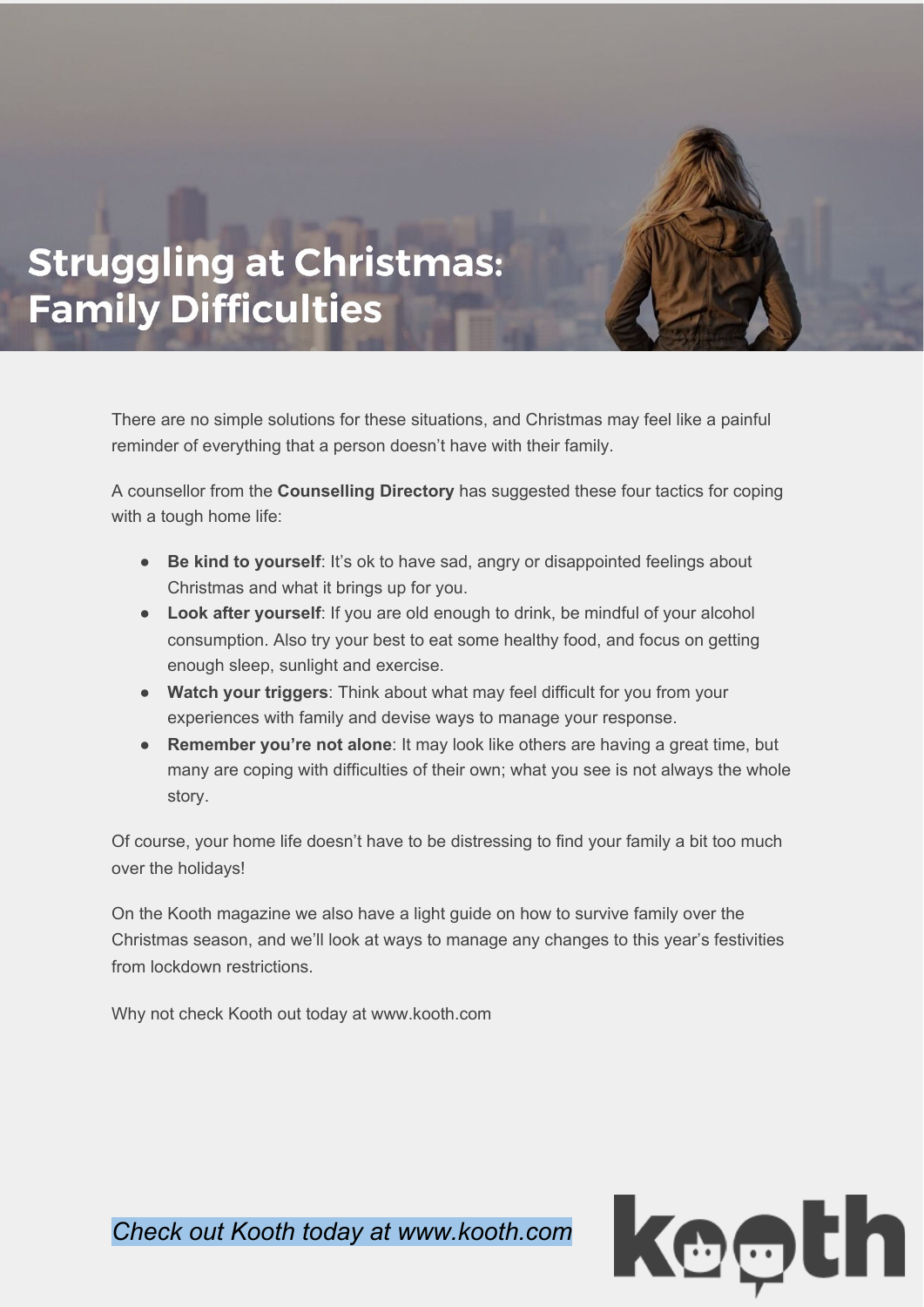# Struggling at Christmas: Family Difficulties

There are no simple solutions for these situations, and Christmas may feel like a painful reminder of everything that a person doesn't have with their family.

A counsellor from the **Counselling Directory** has suggested these four tactics for coping with a tough home life:

- **Be kind to yourself**: It's ok to have sad, angry or disappointed feelings about Christmas and what it brings up for you.
- **Look after yourself**: If you are old enough to drink, be mindful of your alcohol consumption. Also try your best to eat some healthy food, and focus on getting enough sleep, sunlight and exercise.
- **Watch your triggers**: Think about what may feel difficult for you from your experiences with family and devise ways to manage your response.
- **Remember you're not alone**: It may look like others are having a great time, but many are coping with difficulties of their own; what you see is not always the whole story.

Of course, your home life doesn't have to be distressing to find your family a bit too much over the holidays!

On the Kooth magazine we also have a light guide on how to survive family over the Christmas season, and we'll look at ways to manage any changes to this year's festivities from lockdown restrictions.

Why not check Kooth out today at www.kooth.com

*Check out Kooth today at www.kooth.com*

kooth